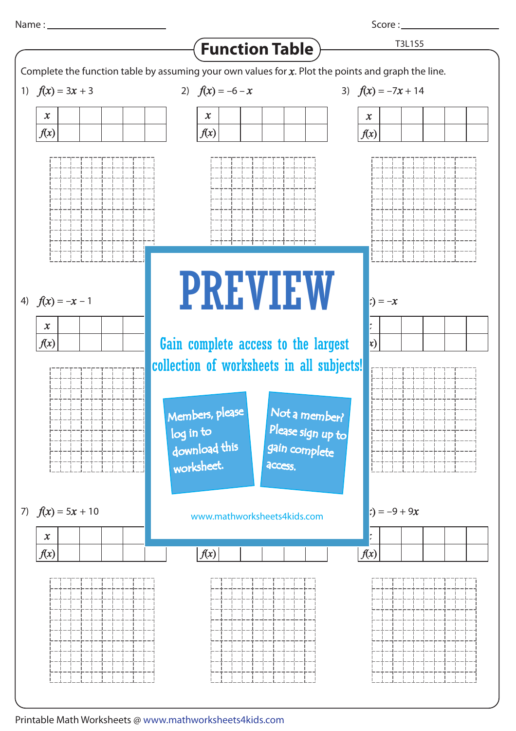Name : ____________________ Score : ____________________

# Function Table

T3L1S5

Complete the function table by assuming your own values for $x$. Plot the points and graph the line.

1) $f(x) = 3x + 3$

| $x$ | | | | | |
|---|---|---|---|---|---|
| $f(x)$ | | | | | |

2) $f(x) = -6 - x$

| $x$ | | | | | |
|---|---|---|---|---|---|
| $f(x)$ | | | | | |

3) $f(x) = -7x + 14$

| $x$ | | | | | |
|---|---|---|---|---|---|
| $f(x)$ | | | | | |

4) $f(x) = -x - 1$

| $x$ | | | | | |
|---|---|---|---|---|---|
| $f(x)$ | | | | | |

PREVIEW

Gain complete access to the largest collection of worksheets in all subjects!

Members, please log in to download this worksheet.

Not a member? Please sign up to gain complete access.

www.mathworksheets4kids.com

6) $f(x) = -x$

| $x$ | | | | | |
|---|---|---|---|---|---|
| $f(x)$ | | | | | |

7) $f(x) = 5x + 10$

| $x$ | | | | | |
|---|---|---|---|---|---|
| $f(x)$ | | | | | |

8)

| $x$ | | | | | |
|---|---|---|---|---|---|
| $f(x)$ | | | | | |

9) $f(x) = -9 + 9x$

| $x$ | | | | | |
|---|---|---|---|---|---|
| $f(x)$ | | | | | |

Printable Math Worksheets @ www.mathworksheets4kids.com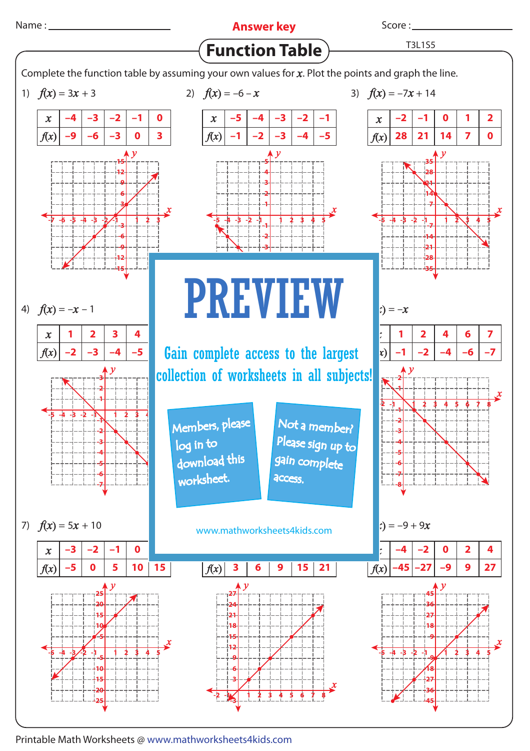Name : ______________________ **Answer key** Score : ______________________

# Function Table

T3L1S5

Complete the function table by assuming your own values for $x$. Plot the points and graph the line.

1) $f(x) = 3x + 3$

| $x$ | –4 | –3 | –2 | –1 | 0 |
|---|---|---|---|---|---|
| $f(x)$ | –9 | –6 | –3 | 0 | 3 |

2) $f(x) = -6 - x$

| $x$ | –5 | –4 | –3 | –2 | –1 |
|---|---|---|---|---|---|
| $f(x)$ | –1 | –2 | –3 | –4 | –5 |

3) $f(x) = -7x + 14$

| $x$ | –2 | –1 | 0 | 1 | 2 |
|---|---|---|---|---|---|
| $f(x)$ | 28 | 21 | 14 | 7 | 0 |

4) $f(x) = -x - 1$

| $x$ | 1 | 2 | 3 | 4 |
|---|---|---|---|---|
| $f(x)$ | –2 | –3 | –4 | –5 |

):) = $-x$

| $x$ | 1 | 2 | 4 | 6 | 7 |
|---|---|---|---|---|---|
| $f(x)$ | –1 | –2 | –4 | –6 | –7 |

7) $f(x) = 5x + 10$

| $x$ | –3 | –2 | –1 | 0 | |
|---|---|---|---|---|---|
| $f(x)$ | –5 | 0 | 5 | 10 | 15 |

| | | | | | |
|---|---|---|---|---|---|
| $f(x)$ | 3 | 6 | 9 | 15 | 21 |

):) = $-9 + 9x$

| $x$ | –4 | –2 | 0 | 2 | 4 |
|---|---|---|---|---|---|
| $f(x)$ | –45 | –27 | –9 | 9 | 27 |

PREVIEW

Gain complete access to the largest collection of worksheets in all subjects!

Members, please log in to download this worksheet.

Not a member? Please sign up to gain complete access.

www.mathworksheets4kids.com

Printable Math Worksheets @ www.mathworksheets4kids.com